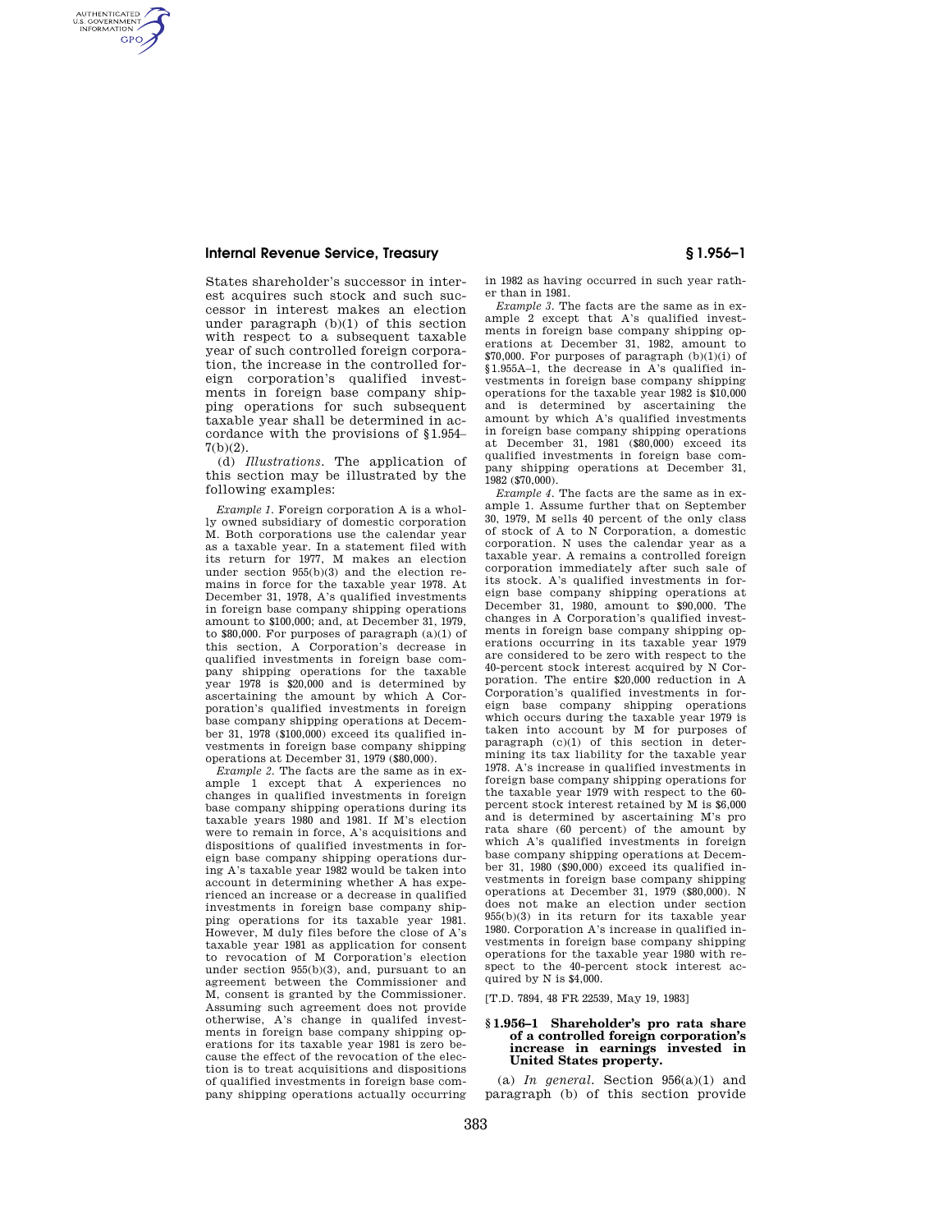States shareholder's successor in interest acquires such stock and such successor in interest makes an election under paragraph (b)(1) of this section with respect to a subsequent taxable year of such controlled foreign corporation, the increase in the controlled foreign corporation's qualified investments in foreign base company shipping operations for such subsequent taxable year shall be determined in accordance with the provisions of §1.954–7(b)(2).

(d) *Illustrations.* The application of this section may be illustrated by the following examples:

*Example 1.* Foreign corporation A is a wholly owned subsidiary of domestic corporation M. Both corporations use the calendar year as a taxable year. In a statement filed with its return for 1977, M makes an election under section 955(b)(3) and the election remains in force for the taxable year 1978. At December 31, 1978, A's qualified investments in foreign base company shipping operations amount to $100,000; and, at December 31, 1979, to $80,000. For purposes of paragraph (a)(1) of this section, A Corporation's decrease in qualified investments in foreign base company shipping operations for the taxable year 1978 is $20,000 and is determined by ascertaining the amount by which A Corporation's qualified investments in foreign base company shipping operations at December 31, 1978 ($100,000) exceed its qualified investments in foreign base company shipping operations at December 31, 1979 ($80,000).

*Example 2.* The facts are the same as in example 1 except that A experiences no changes in qualified investments in foreign base company shipping operations during its taxable years 1980 and 1981. If M's election were to remain in force, A's acquisitions and dispositions of qualified investments in foreign base company shipping operations during A's taxable year 1982 would be taken into account in determining whether A has experienced an increase or a decrease in qualified investments in foreign base company shipping operations for its taxable year 1981. However, M duly files before the close of A's taxable year 1981 as application for consent to revocation of M Corporation's election under section 955(b)(3), and, pursuant to an agreement between the Commissioner and M, consent is granted by the Commissioner. Assuming such agreement does not provide otherwise, A's change in qualifed investments in foreign base company shipping operations for its taxable year 1981 is zero because the effect of the revocation of the election is to treat acquisitions and dispositions of qualified investments in foreign base company shipping operations actually occurring in 1982 as having occurred in such year rather than in 1981.

*Example 3.* The facts are the same as in example 2 except that A's qualified investments in foreign base company shipping operations at December 31, 1982, amount to $70,000. For purposes of paragraph (b)(1)(i) of §1.955A–1, the decrease in A's qualified investments in foreign base company shipping operations for the taxable year 1982 is $10,000 and is determined by ascertaining the amount by which A's qualified investments in foreign base company shipping operations at December 31, 1981 ($80,000) exceed its qualified investments in foreign base company shipping operations at December 31, 1982 ($70,000).

*Example 4.* The facts are the same as in example 1. Assume further that on September 30, 1979, M sells 40 percent of the only class of A to N Corporation, a domestic corporation. N uses the calendar year as a taxable year. A remains a controlled foreign corporation immediately after such sale of its stock. A's qualified investments in foreign base company shipping operations at December 31, 1980, amount to $90,000. The changes in A Corporation's qualified investments in foreign base company shipping operations occurring in its taxable year 1979 are considered to be zero with respect to the 40-percent stock interest acquired by N Corporation. The entire $20,000 reduction in A Corporation's qualified investments in foreign base company shipping operations which occurs during the taxable year 1979 is taken into account by M for purposes of paragraph (c)(1) of this section in determining its tax liability for the taxable year 1978. A's increase in qualified investments in foreign base company shipping operations for the taxable year 1979 with respect to the 60-percent stock interest retained by M is $6,000 and is determined by ascertaining M's pro rata share (60 percent) of the amount by which A's qualified investments in foreign base company shipping operations at December 31, 1980 ($90,000) exceed its qualified investments in foreign base company shipping operations at December 31, 1979 ($80,000). N does not make an election under section 955(b)(3) in its return for its taxable year 1980. Corporation A's increase in qualified investments in foreign base company shipping operations for the taxable year 1980 with respect to the 40-percent stock interest acquired by N is $4,000.

[T.D. 7894, 48 FR 22539, May 19, 1983]

## §1.956–1 Shareholder's pro rata share of a controlled foreign corporation's increase in earnings invested in United States property.

(a) *In general.* Section 956(a)(1) and paragraph (b) of this section provide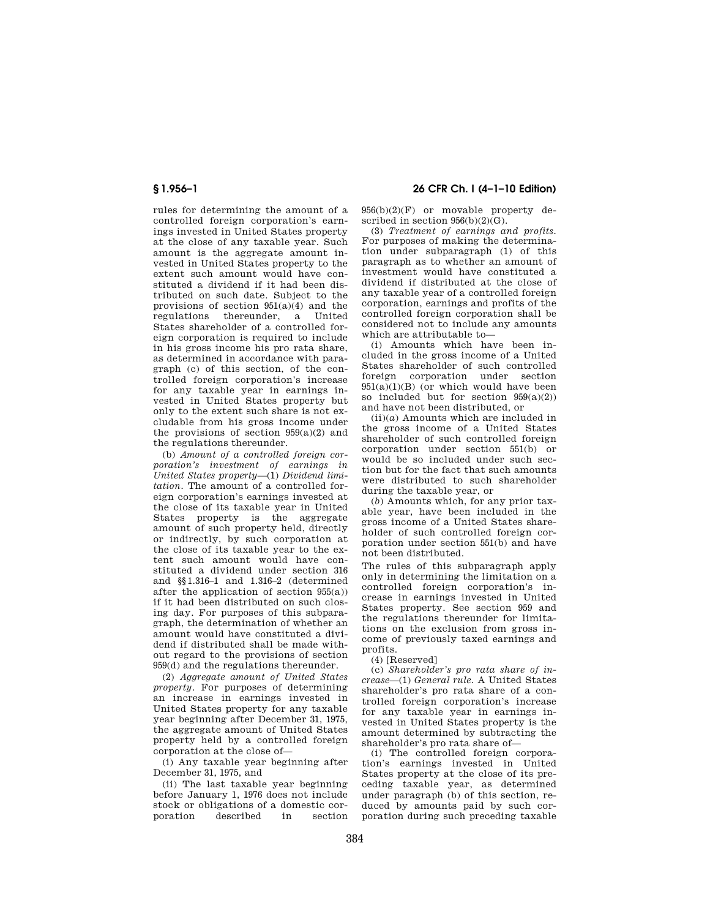rules for determining the amount of a controlled foreign corporation's earnings invested in United States property at the close of any taxable year. Such amount is the aggregate amount invested in United States property to the extent such amount would have constituted a dividend if it had been distributed on such date. Subject to the provisions of section 951(a)(4) and the regulations thereunder, a United States shareholder of a controlled foreign corporation is required to include in his gross income his pro rata share, as determined in accordance with paragraph (c) of this section, of the controlled foreign corporation's increase for any taxable year in earnings invested in United States property but only to the extent such share is not excludable from his gross income under the provisions of section 959(a)(2) and the regulations thereunder.

(b) *Amount of a controlled foreign corporation's investment of earnings in United States property*—(1) *Dividend limitation.* The amount of a controlled foreign corporation's earnings invested at the close of its taxable year in United States property is the aggregate amount of such property held, directly or indirectly, by such corporation at the close of its taxable year to the extent such amount would have constituted a dividend under section 316 and §§1.316–1 and 1.316–2 (determined after the application of section 955(a)) if it had been distributed on such closing day. For purposes of this subparagraph, the determination of whether an amount would have constituted a dividend if distributed shall be made without regard to the provisions of section 959(d) and the regulations thereunder.

(2) *Aggregate amount of United States property.* For purposes of determining an increase in earnings invested in United States property for any taxable year beginning after December 31, 1975, the aggregate amount of United States property held by a controlled foreign corporation at the close of—

(i) Any taxable year beginning after December 31, 1975, and

(ii) The last taxable year beginning before January 1, 1976 does not include stock or obligations of a domestic corporation described in section 956(b)(2)(F) or movable property described in section 956(b)(2)(G).

(3) *Treatment of earnings and profits.* For purposes of making the determination under subparagraph (1) of this paragraph as to whether an amount of investment would have constituted a dividend if distributed at the close of any taxable year of a controlled foreign corporation, earnings and profits of the controlled foreign corporation shall be considered not to include any amounts which are attributable to—

(i) Amounts which have been included in the gross income of a United States shareholder of such controlled foreign corporation under section 951(a)(1)(B) (or which would have been so included but for section 959(a)(2)) and have not been distributed, or

(ii)(*a*) Amounts which are included in the gross income of a United States shareholder of such controlled foreign corporation under section 551(b) or would be so included under such section but for the fact that such amounts were distributed to such shareholder during the taxable year, or

(*b*) Amounts which, for any prior taxable year, have been included in the gross income of a United States shareholder of such controlled foreign corporation under section 551(b) and have not been distributed.

The rules of this subparagraph apply only in determining the limitation on a controlled foreign corporation's increase in earnings invested in United States property. See section 959 and the regulations thereunder for limitations on the exclusion from gross income of previously taxed earnings and profits.

(4) [Reserved]

(c) *Shareholder's pro rata share of increase*—(1) *General rule.* A United States shareholder's pro rata share of a controlled foreign corporation's increase for any taxable year in earnings invested in United States property is the amount determined by subtracting the shareholder's pro rata share of—

(i) The controlled foreign corporation's earnings invested in United States property at the close of its preceding taxable year, as determined under paragraph (b) of this section, reduced by amounts paid by such corporation during such preceding taxable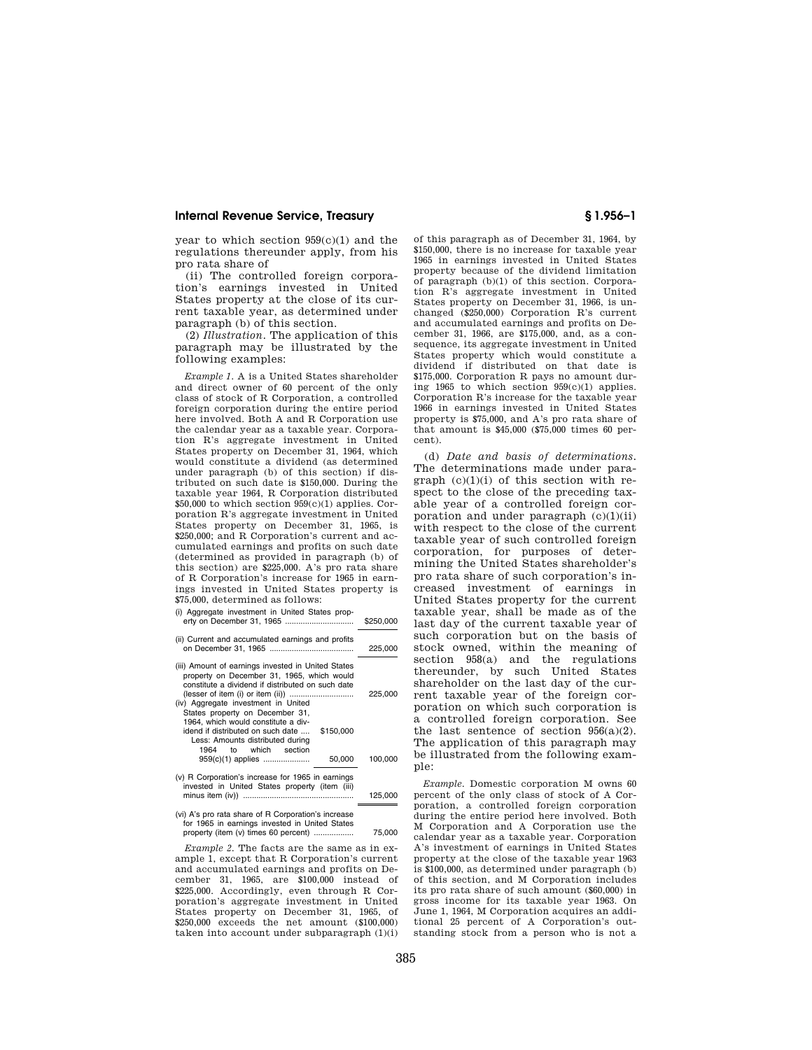year to which section 959(c)(1) and the regulations thereunder apply, from his pro rata share of

(ii) The controlled foreign corporation's earnings invested in United States property at the close of its current taxable year, as determined under paragraph (b) of this section.

(2) *Illustration.* The application of this paragraph may be illustrated by the following examples:

*Example 1.* A is a United States shareholder and direct owner of 60 percent of the only class of stock of R Corporation, a controlled foreign corporation during the entire period here involved. Both A and R Corporation use the calendar year as a taxable year. Corporation R's aggregate investment in United States property on December 31, 1964, which would constitute a dividend (as determined under paragraph (b) of this section) if distributed on such date is $150,000. During the taxable year 1964, R Corporation distributed $50,000 to which section 959(c)(1) applies. Corporation R's aggregate investment in United States property on December 31, 1965, is $250,000; and R Corporation's current and accumulated earnings and profits on such date (determined as provided in paragraph (b) of this section) are $225,000. A's pro rata share of R Corporation's increase for 1965 in earnings invested in United States property is $75,000, determined as follows:

| | | |
|---|---|---|
| (i) Aggregate investment in United States property on December 31, 1965 | | $250,000 |
| (ii) Current and accumulated earnings and profits on December 31, 1965 | | 225,000 |
| (iii) Amount of earnings invested in United States property on December 31, 1965, which would constitute a dividend if distributed on such date (lesser of item (i) or item (ii)) | | 225,000 |
| (iv) Aggregate investment in United States property on December 31, 1964, which would constitute a dividend if distributed on such date | $150,000 | |
| Less: Amounts distributed during 1964 to which section 959(c)(1) applies | 50,000 | 100,000 |
| (v) R Corporation's increase for 1965 in earnings invested in United States property (item (iii) minus item (iv)) | | 125,000 |
| (vi) A's pro rata share of R Corporation's increase for 1965 in earnings invested in United States property (item (v) times 60 percent) | | 75,000 |

*Example 2.* The facts are the same as in example 1, except that R Corporation's current and accumulated earnings and profits on December 31, 1965, are $100,000 instead of $225,000. Accordingly, even through R Corporation's aggregate investment in United States property on December 31, 1965, of $250,000 exceeds the net amount ($100,000) taken into account under subparagraph (1)(i) of this paragraph as of December 31, 1964, by $150,000, there is no increase for taxable year 1965 in earnings invested in United States property because of the dividend limitation of paragraph (b)(1) of this section. Corporation R's aggregate investment in United States property on December 31, 1966, is unchanged ($250,000) Corporation R's current and accumulated earnings and profits on December 31, 1966, are $175,000, and, as a consequence, its aggregate investment in United States property which would constitute a dividend if distributed on that date is $175,000. Corporation R pays no amount during 1965 to which section 959(c)(1) applies. Corporation R's increase for the taxable year 1966 in earnings invested in United States property is $75,000, and A's pro rata share of that amount is $45,000 ($75,000 times 60 percent).

(d) *Date and basis of determinations.* The determinations made under paragraph (c)(1)(i) of this section with respect to the close of the preceding taxable year of a controlled foreign corporation and under paragraph (c)(1)(ii) with respect to the close of the current taxable year of such controlled foreign corporation, for purposes of determining the United States shareholder's pro rata share of such corporation's increased investment of earnings in United States property for the current taxable year, shall be made as of the last day of the current taxable year of such corporation but on the basis of stock owned, within the meaning of section 958(a) and the regulations thereunder, by such United States shareholder on the last day of the current taxable year of the foreign corporation on which such corporation is a controlled foreign corporation. See the last sentence of section 956(a)(2). The application of this paragraph may be illustrated from the following example:

*Example.* Domestic corporation M owns 60 percent of the only class of stock of A Corporation, a controlled foreign corporation during the entire period here involved. Both M Corporation and A Corporation use the calendar year as a taxable year. Corporation A's investment of earnings in United States property at the close of the taxable year 1963 is $100,000, as determined under paragraph (b) of this section, and M Corporation includes its pro rata share of such amount ($60,000) in gross income for its taxable year 1963. On June 1, 1964, M Corporation acquires an additional 25 percent of A Corporation's outstanding stock from a person who is not a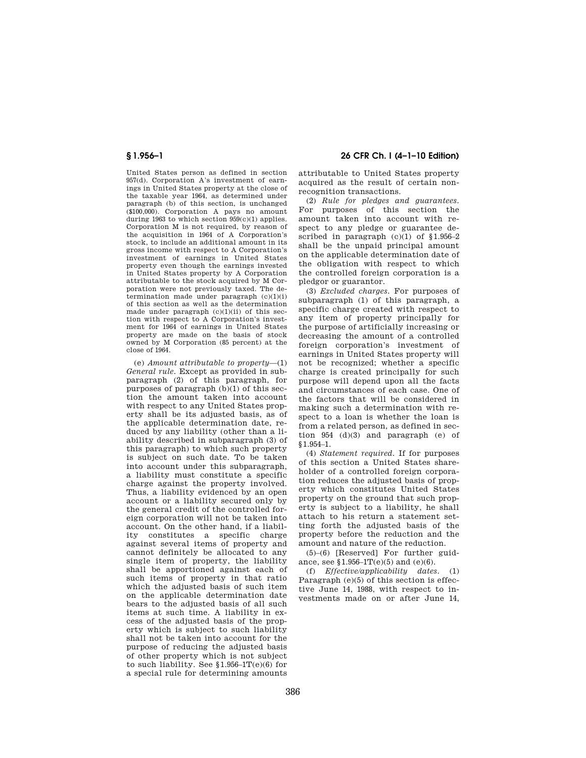United States person as defined in section 957(d). Corporation A's investment of earnings in United States property at the close of the taxable year 1964, as determined under paragraph (b) of this section, is unchanged ($100,000). Corporation A pays no amount during 1963 to which section 959(c)(1) applies. Corporation M is not required, by reason of the acquisition in 1964 of A Corporation's stock, to include an additional amount in its gross income with respect to A Corporation's investment of earnings in United States property even though the earnings invested in United States property by A Corporation attributable to the stock acquired by M Corporation were not previously taxed. The determination made under paragraph (c)(1)(i) of this section as well as the determination made under paragraph (c)(1)(ii) of this section with respect to A Corporation's investment for 1964 of earnings in United States property are made on the basis of stock owned by M Corporation (85 percent) at the close of 1964.

(e) *Amount attributable to property*—(1) *General rule.* Except as provided in subparagraph (2) of this paragraph, for purposes of paragraph (b)(1) of this section the amount taken into account with respect to any United States property shall be its adjusted basis, as of the applicable determination date, reduced by any liability (other than a liability described in subparagraph (3) of this paragraph) to which such property is subject on such date. To be taken into account under this subparagraph, a liability must constitute a specific charge against the property involved. Thus, a liability evidenced by an open account or a liability secured only by the general credit of the controlled foreign corporation will not be taken into account. On the other hand, if a liability constitutes a specific charge against several items of property and cannot definitely be allocated to any single item of property, the liability shall be apportioned against each of such items of property in that ratio which the adjusted basis of such item on the applicable determination date bears to the adjusted basis of all such items at such time. A liability in excess of the adjusted basis of the property which is subject to such liability shall not be taken into account for the purpose of reducing the adjusted basis of other property which is not subject to such liability. See §1.956–1T(e)(6) for a special rule for determining amounts attributable to United States property acquired as the result of certain nonrecognition transactions.

(2) *Rule for pledges and guarantees.* For purposes of this section the amount taken into account with respect to any pledge or guarantee described in paragraph (c)(1) of §1.956–2 shall be the unpaid principal amount on the applicable determination date of the obligation with respect to which the controlled foreign corporation is a pledgor or guarantor.

(3) *Excluded charges.* For purposes of subparagraph (1) of this paragraph, a specific charge created with respect to any item of property principally for the purpose of artificially increasing or decreasing the amount of a controlled foreign corporation's investment of earnings in United States property will not be recognized; whether a specific charge is created principally for such purpose will depend upon all the facts and circumstances of each case. One of the factors that will be considered in making such a determination with respect to a loan is whether the loan is from a related person, as defined in section 954 (d)(3) and paragraph (e) of §1.954–1.

(4) *Statement required.* If for purposes of this section a United States shareholder of a controlled foreign corporation reduces the adjusted basis of property which constitutes United States property on the ground that such property is subject to a liability, he shall attach to his return a statement setting forth the adjusted basis of the property before the reduction and the amount and nature of the reduction.

(5)–(6) [Reserved] For further guidance, see §1.956–1T(e)(5) and (e)(6).

(f) *Effective/applicability dates.* (1) Paragraph (e)(5) of this section is effective June 14, 1988, with respect to investments made on or after June 14,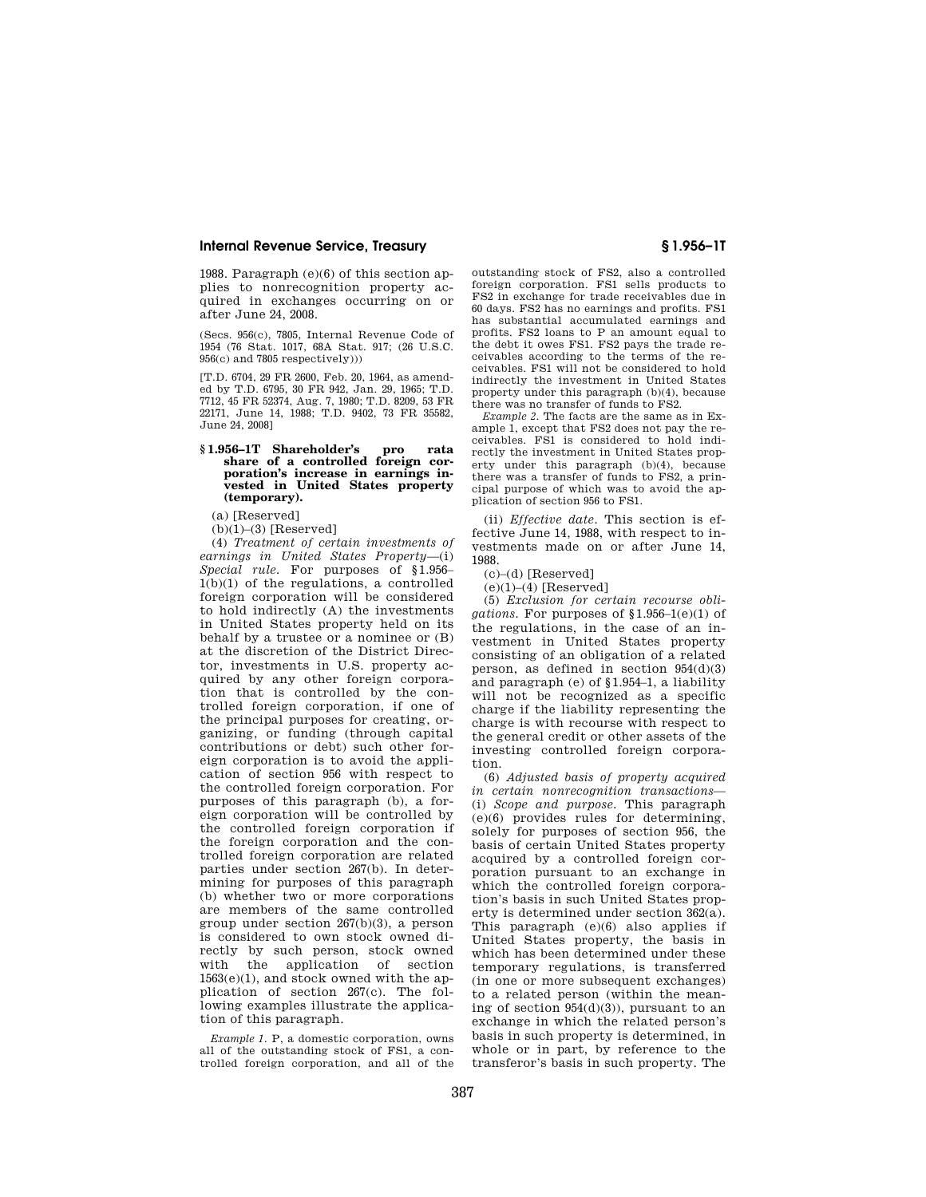1988. Paragraph (e)(6) of this section applies to nonrecognition property acquired in exchanges occurring on or after June 24, 2008.

(Secs. 956(c), 7805, Internal Revenue Code of 1954 (76 Stat. 1017, 68A Stat. 917; (26 U.S.C. 956(c) and 7805 respectively)))

[T.D. 6704, 29 FR 2600, Feb. 20, 1964, as amended by T.D. 6795, 30 FR 942, Jan. 29, 1965; T.D. 7712, 45 FR 52374, Aug. 7, 1980; T.D. 8209, 53 FR 22171, June 14, 1988; T.D. 9402, 73 FR 35582, June 24, 2008]

## § 1.956–1T Shareholder's pro rata share of a controlled foreign corporation's increase in earnings invested in United States property (temporary).

(a) [Reserved]

(b)(1)–(3) [Reserved]

(4) *Treatment of certain investments of earnings in United States Property*—(i) *Special rule*. For purposes of § 1.956–1(b)(1) of the regulations, a controlled foreign corporation will be considered to hold indirectly (A) the investments in United States property held on its behalf by a trustee or a nominee or (B) at the discretion of the District Director, investments in U.S. property acquired by any other foreign corporation that is controlled by the controlled foreign corporation, if one of the principal purposes for creating, organizing, or funding (through capital contributions or debt) such other foreign corporation is to avoid the application of section 956 with respect to the controlled foreign corporation. For purposes of this paragraph (b), a foreign corporation will be controlled by the controlled foreign corporation if the foreign corporation and the controlled foreign corporation are related parties under section 267(b). In determining for purposes of this paragraph (b) whether two or more corporations are members of the same controlled group under section 267(b)(3), a person is considered to own stock owned directly by such person, stock owned with the application of section 1563(e)(1), and stock owned with the application of section 267(c). The following examples illustrate the application of this paragraph.

*Example 1*. P, a domestic corporation, owns all of the outstanding stock of FS1, a controlled foreign corporation, and all of the outstanding stock of FS2, also a controlled foreign corporation. FS1 sells products to FS2 in exchange for trade receivables due in 60 days. FS2 has no earnings and profits. FS1 has substantial accumulated earnings and profits. FS2 loans to P an amount equal to the debt it owes FS1. FS2 pays the trade receivables according to the terms of the receivables. FS1 will not be considered to hold indirectly the investment in United States property under this paragraph (b)(4), because there was no transfer of funds to FS2.

*Example 2*. The facts are the same as in Example 1, except that FS2 does not pay the receivables. FS1 is considered to hold indirectly the investment in United States property under this paragraph (b)(4), because there was a transfer of funds to FS2, a principal purpose of which was to avoid the application of section 956 to FS1.

(ii) *Effective date*. This section is effective June 14, 1988, with respect to investments made on or after June 14, 1988.

(c)–(d) [Reserved]

(e)(1)–(4) [Reserved]

(5) *Exclusion for certain recourse obligations*. For purposes of § 1.956–1(e)(1) of the regulations, in the case of an investment in United States property consisting of an obligation of a related person, as defined in section 954(d)(3) and paragraph (e) of § 1.954–1, a liability will not be recognized as a specific charge if the liability representing the charge is with recourse with respect to the general credit or other assets of the investing controlled foreign corporation.

(6) *Adjusted basis of property acquired in certain nonrecognition transactions*—(i) *Scope and purpose*. This paragraph (e)(6) provides rules for determining, solely for purposes of section 956, the basis of certain United States property acquired by a controlled foreign corporation pursuant to an exchange in which the controlled foreign corporation's basis in such United States property is determined under section 362(a). This paragraph (e)(6) also applies if United States property, the basis in which has been determined under these temporary regulations, is transferred (in one or more subsequent exchanges) to a related person (within the meaning of section 954(d)(3)), pursuant to an exchange in which the related person's basis in such property is determined, in whole or in part, by reference to the transferor's basis in such property. The